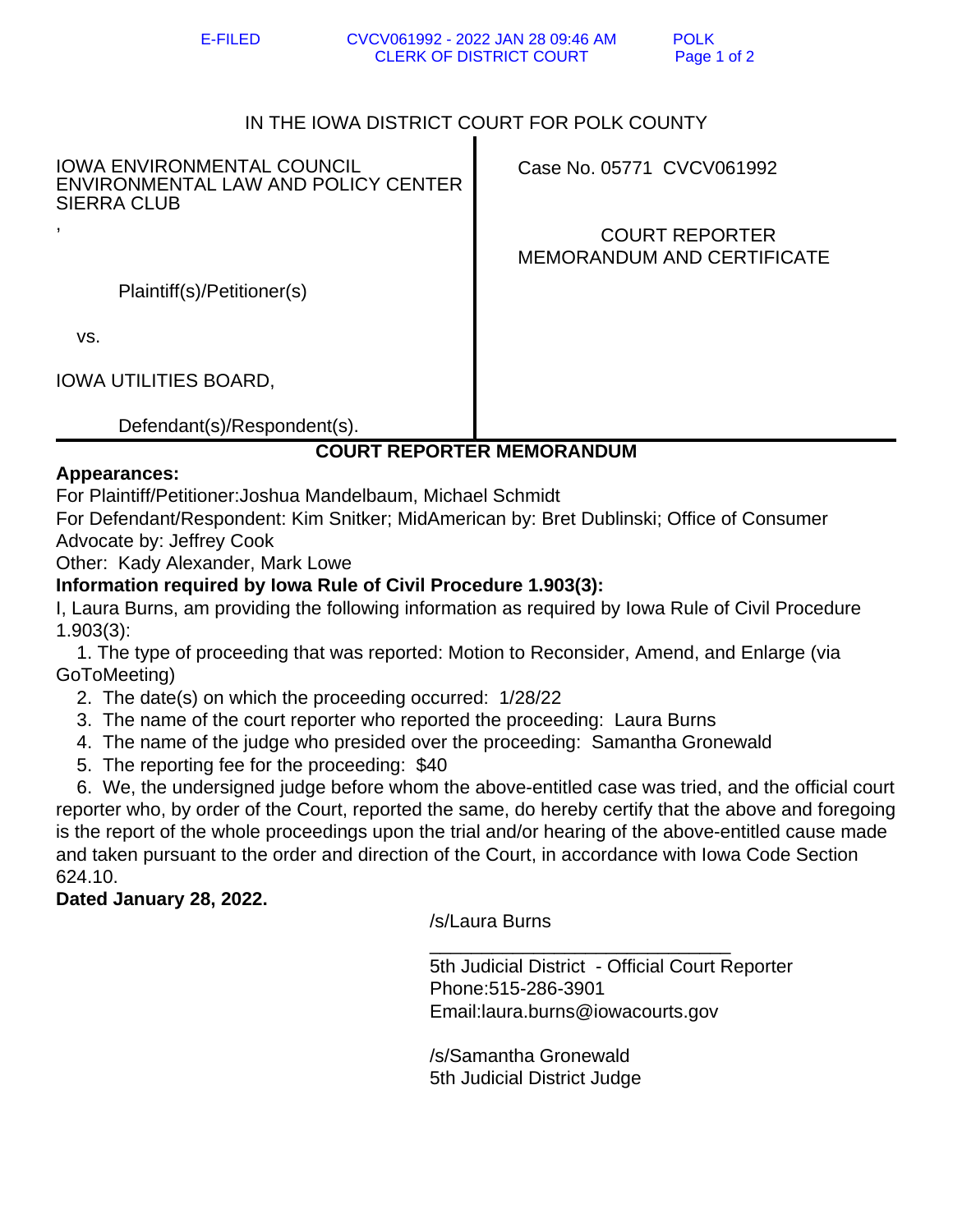IN THE IOWA DISTRICT COURT FOR POLK COUNTY

| | |
|---|---|
| IOWA ENVIRONMENTAL COUNCIL<br>ENVIRONMENTAL LAW AND POLICY CENTER<br>SIERRA CLUB<br>,<br><br>Plaintiff(s)/Petitioner(s)<br><br>vs.<br><br>IOWA UTILITIES BOARD,<br><br>Defendant(s)/Respondent(s). | Case No. 05771 CVCV061992<br><br>COURT REPORTER<br>MEMORANDUM AND CERTIFICATE |

## COURT REPORTER MEMORANDUM

**Appearances:**

For Plaintiff/Petitioner:Joshua Mandelbaum, Michael Schmidt

For Defendant/Respondent: Kim Snitker; MidAmerican by: Bret Dublinski; Office of Consumer Advocate by: Jeffrey Cook

Other: Kady Alexander, Mark Lowe

**Information required by Iowa Rule of Civil Procedure 1.903(3):**

I, Laura Burns, am providing the following information as required by Iowa Rule of Civil Procedure 1.903(3):

1. The type of proceeding that was reported: Motion to Reconsider, Amend, and Enlarge (via GoToMeeting)
2. The date(s) on which the proceeding occurred: 1/28/22
3. The name of the court reporter who reported the proceeding: Laura Burns
4. The name of the judge who presided over the proceeding: Samantha Gronewald
5. The reporting fee for the proceeding: $40
6. We, the undersigned judge before whom the above-entitled case was tried, and the official court reporter who, by order of the Court, reported the same, do hereby certify that the above and foregoing is the report of the whole proceedings upon the trial and/or hearing of the above-entitled cause made and taken pursuant to the order and direction of the Court, in accordance with Iowa Code Section 624.10.

**Dated January 28, 2022.**

/s/Laura Burns

\_\_\_\_\_\_\_\_\_\_\_\_\_\_\_\_\_\_\_\_\_\_\_\_\_\_\_\_\_\_

5th Judicial District - Official Court Reporter
Phone:515-286-3901
Email:laura.burns@iowacourts.gov

/s/Samantha Gronewald
5th Judicial District Judge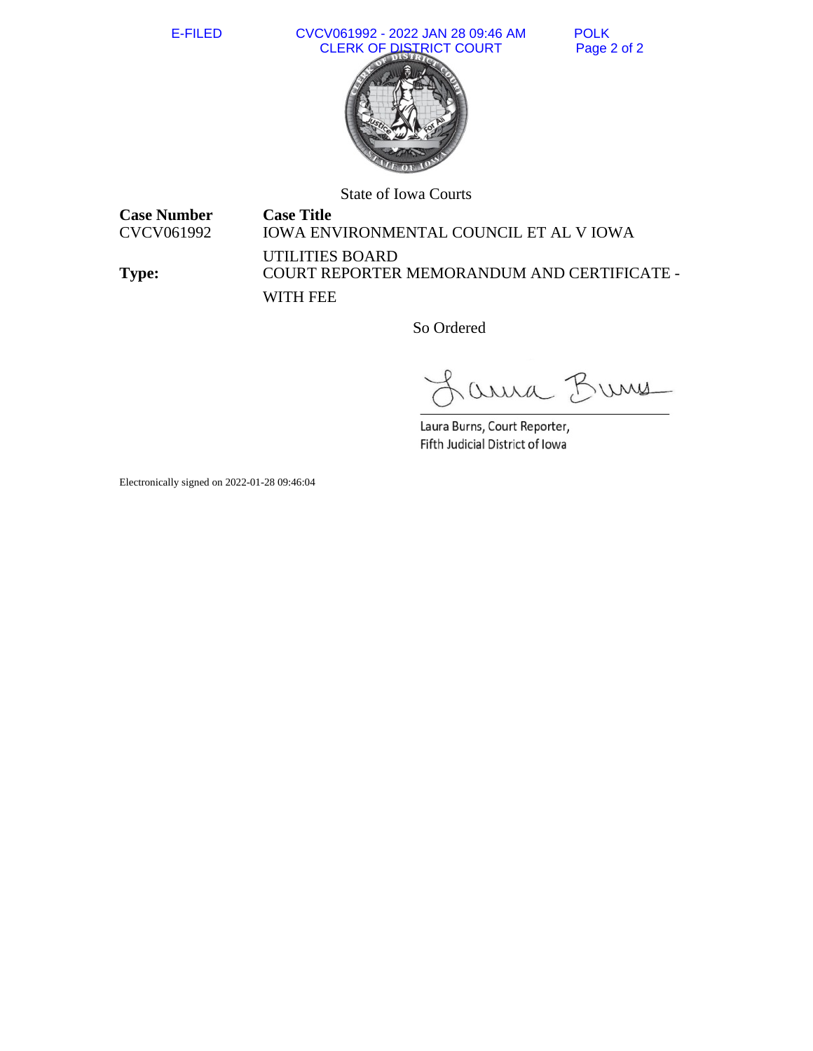State of Iowa Courts

| | |
|---|---|
| **Case Number** | **Case Title** |
| CVCV061992 | IOWA ENVIRONMENTAL COUNCIL ET AL V IOWA UTILITIES BOARD |
| **Type:** | COURT REPORTER MEMORANDUM AND CERTIFICATE - WITH FEE |

So Ordered

Laura Burns, Court Reporter,
Fifth Judicial District of Iowa

Electronically signed on 2022-01-28 09:46:04